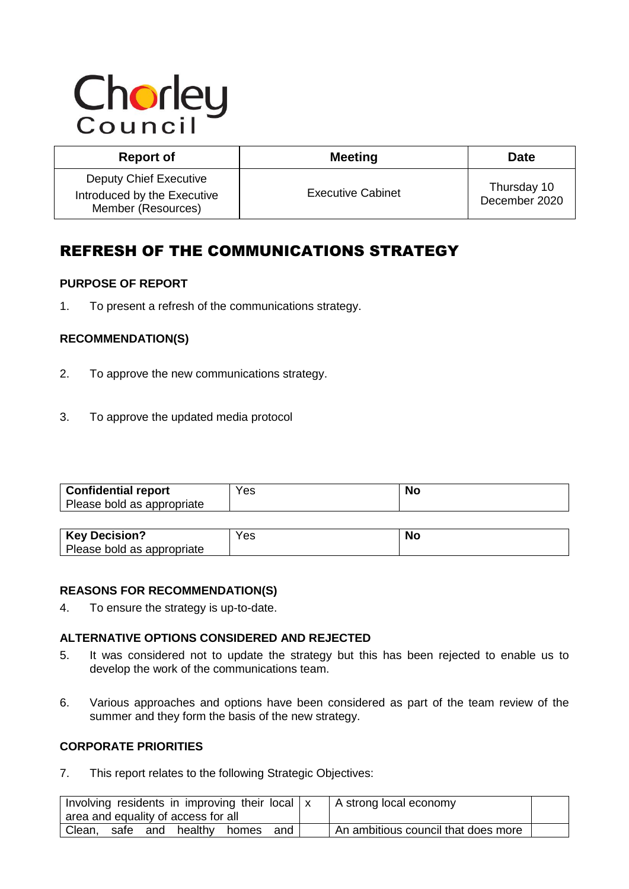Chorley Council

| Report of | Meeting | Date |
|---|---|---|
| Deputy Chief Executive Introduced by the Executive Member (Resources) | Executive Cabinet | Thursday 10 December 2020 |

# REFRESH OF THE COMMUNICATIONS STRATEGY

### PURPOSE OF REPORT

1. To present a refresh of the communications strategy.

### RECOMMENDATION(S)

2. To approve the new communications strategy.

3. To approve the updated media protocol

| **Confidential report** Please bold as appropriate | Yes | **No** |
|---|---|---|

| **Key Decision?** Please bold as appropriate | Yes | **No** |
|---|---|---|

### REASONS FOR RECOMMENDATION(S)

4. To ensure the strategy is up-to-date.

### ALTERNATIVE OPTIONS CONSIDERED AND REJECTED

5. It was considered not to update the strategy but this has been rejected to enable us to develop the work of the communications team.

6. Various approaches and options have been considered as part of the team review of the summer and they form the basis of the new strategy.

### CORPORATE PRIORITIES

7. This report relates to the following Strategic Objectives:

| Involving residents in improving their local area and equality of access for all | x | A strong local economy | |
|---|---|---|---|
| Clean, safe and healthy homes and | | An ambitious council that does more | |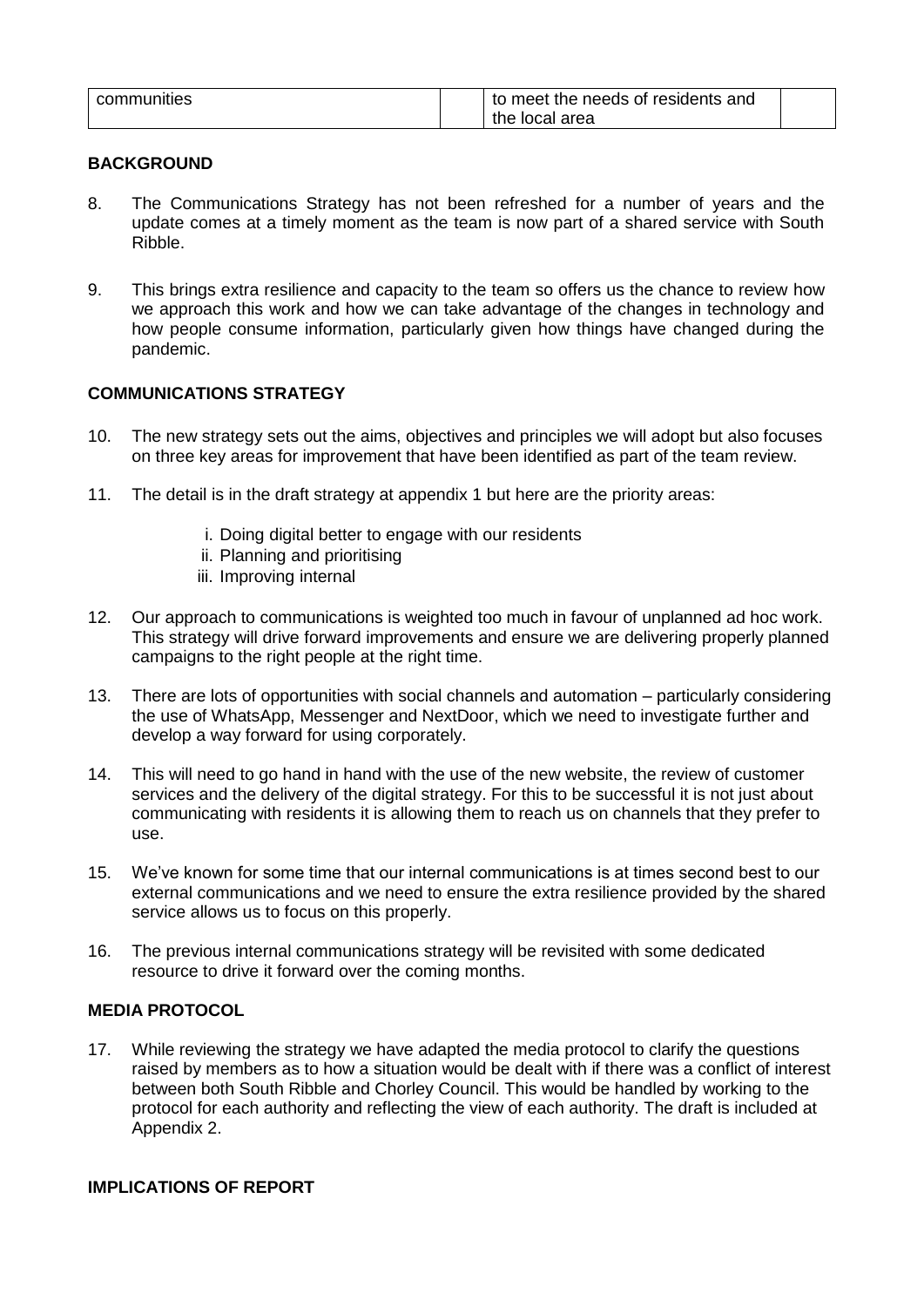| communities | | to meet the needs of residents and the local area | |
|---|---|---|---|

## BACKGROUND

8. The Communications Strategy has not been refreshed for a number of years and the update comes at a timely moment as the team is now part of a shared service with South Ribble.

9. This brings extra resilience and capacity to the team so offers us the chance to review how we approach this work and how we can take advantage of the changes in technology and how people consume information, particularly given how things have changed during the pandemic.

## COMMUNICATIONS STRATEGY

10. The new strategy sets out the aims, objectives and principles we will adopt but also focuses on three key areas for improvement that have been identified as part of the team review.

11. The detail is in the draft strategy at appendix 1 but here are the priority areas:

    i. Doing digital better to engage with our residents
    ii. Planning and prioritising
    iii. Improving internal

12. Our approach to communications is weighted too much in favour of unplanned ad hoc work. This strategy will drive forward improvements and ensure we are delivering properly planned campaigns to the right people at the right time.

13. There are lots of opportunities with social channels and automation – particularly considering the use of WhatsApp, Messenger and NextDoor, which we need to investigate further and develop a way forward for using corporately.

14. This will need to go hand in hand with the use of the new website, the review of customer services and the delivery of the digital strategy. For this to be successful it is not just about communicating with residents it is allowing them to reach us on channels that they prefer to use.

15. We've known for some time that our internal communications is at times second best to our external communications and we need to ensure the extra resilience provided by the shared service allows us to focus on this properly.

16. The previous internal communications strategy will be revisited with some dedicated resource to drive it forward over the coming months.

## MEDIA PROTOCOL

17. While reviewing the strategy we have adapted the media protocol to clarify the questions raised by members as to how a situation would be dealt with if there was a conflict of interest between both South Ribble and Chorley Council. This would be handled by working to the protocol for each authority and reflecting the view of each authority. The draft is included at Appendix 2.

## IMPLICATIONS OF REPORT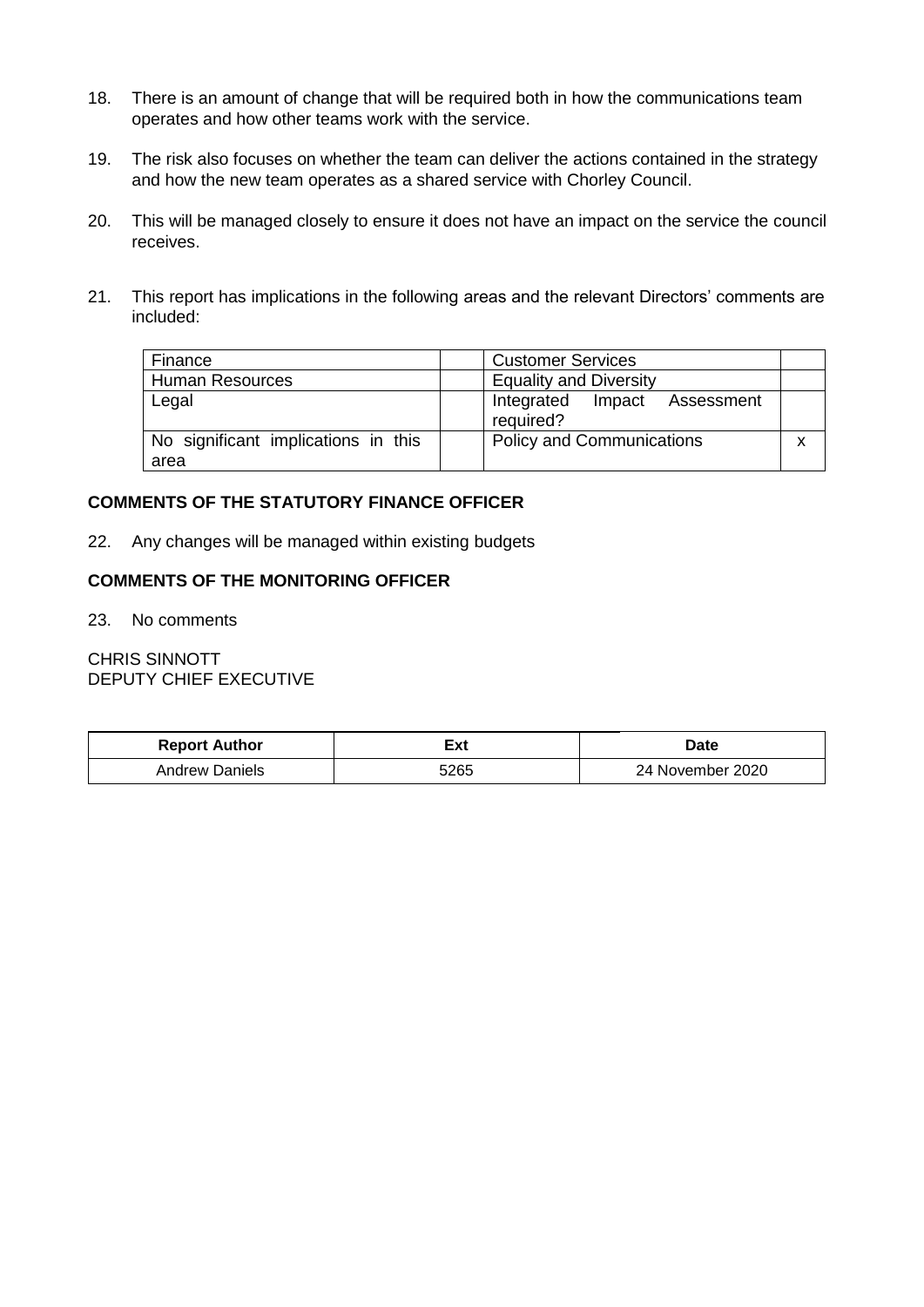18. There is an amount of change that will be required both in how the communications team operates and how other teams work with the service.

19. The risk also focuses on whether the team can deliver the actions contained in the strategy and how the new team operates as a shared service with Chorley Council.

20. This will be managed closely to ensure it does not have an impact on the service the council receives.

21. This report has implications in the following areas and the relevant Directors' comments are included:

| | | | |
|---|---|---|---|
| Finance | | Customer Services | |
| Human Resources | | Equality and Diversity | |
| Legal | | Integrated Impact Assessment required? | |
| No significant implications in this area | | Policy and Communications | x |

**COMMENTS OF THE STATUTORY FINANCE OFFICER**

22. Any changes will be managed within existing budgets

**COMMENTS OF THE MONITORING OFFICER**

23. No comments

CHRIS SINNOTT
DEPUTY CHIEF EXECUTIVE

| Report Author | Ext | Date |
|---|---|---|
| Andrew Daniels | 5265 | 24 November 2020 |